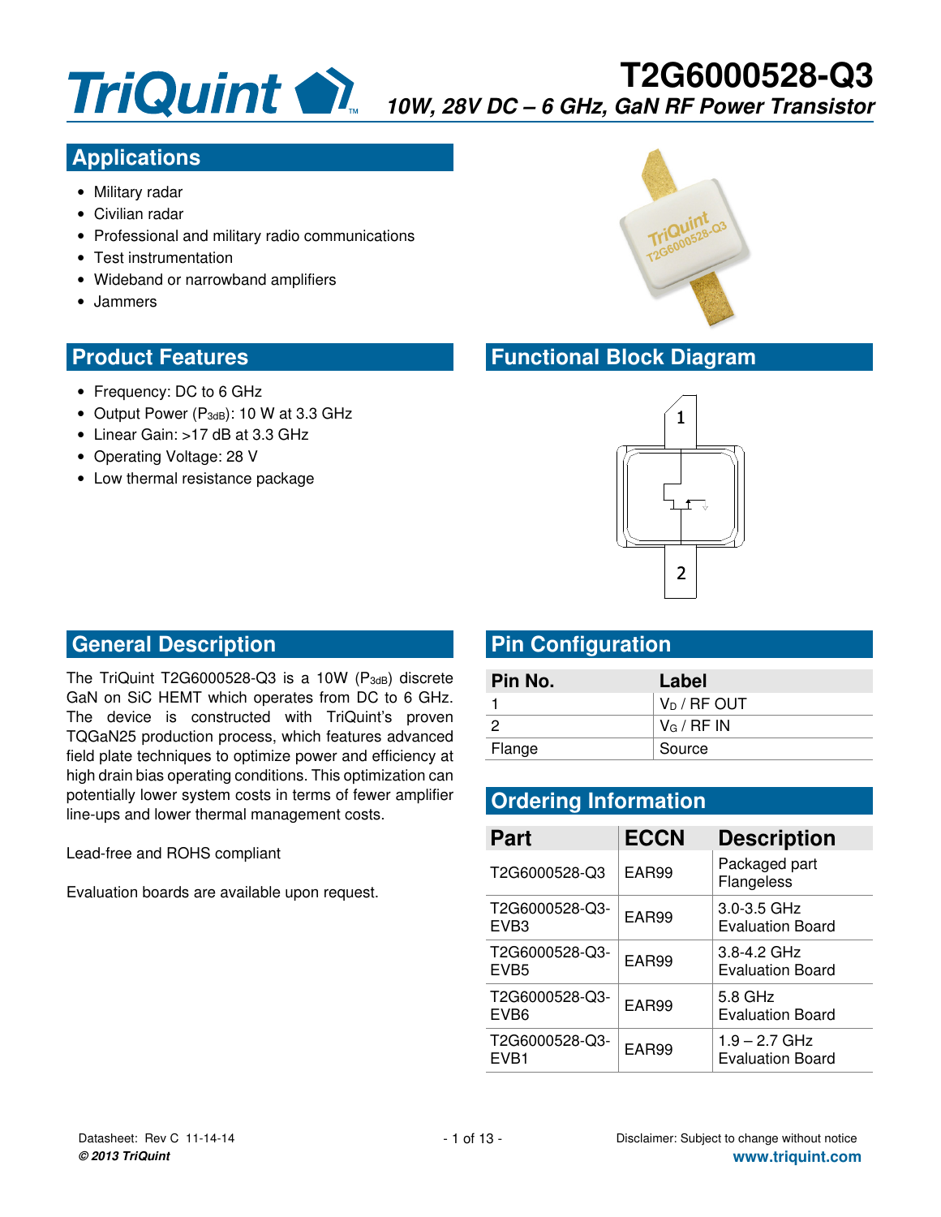# T2G6000528-Q3

*10W, 28V DC – 6 GHz, GaN RF Power Transistor*

## Applications

- Military radar
- Civilian radar
- Professional and military radio communications
- Test instrumentation
- Wideband or narrowband amplifiers
- Jammers

## Product Features

- Frequency: DC to 6 GHz
- Output Power ($P_{3dB}$): 10 W at 3.3 GHz
- Linear Gain: >17 dB at 3.3 GHz
- Operating Voltage: 28 V
- Low thermal resistance package

## Functional Block Diagram

## General Description

The TriQuint T2G6000528-Q3 is a 10W ($P_{3dB}$) discrete GaN on SiC HEMT which operates from DC to 6 GHz. The device is constructed with TriQuint's proven TQGaN25 production process, which features advanced field plate techniques to optimize power and efficiency at high drain bias operating conditions. This optimization can potentially lower system costs in terms of fewer amplifier line-ups and lower thermal management costs.

Lead-free and ROHS compliant

Evaluation boards are available upon request.

## Pin Configuration

| Pin No. | Label |
|---|---|
| 1 | $V_D$ / RF OUT |
| 2 | $V_G$ / RF IN |
| Flange | Source |

## Ordering Information

| Part | ECCN | Description |
|---|---|---|
| T2G6000528-Q3 | EAR99 | Packaged part Flangeless |
| T2G6000528-Q3-EVB3 | EAR99 | 3.0-3.5 GHz Evaluation Board |
| T2G6000528-Q3-EVB5 | EAR99 | 3.8-4.2 GHz Evaluation Board |
| T2G6000528-Q3-EVB6 | EAR99 | 5.8 GHz Evaluation Board |
| T2G6000528-Q3-EVB1 | EAR99 | 1.9 – 2.7 GHz Evaluation Board |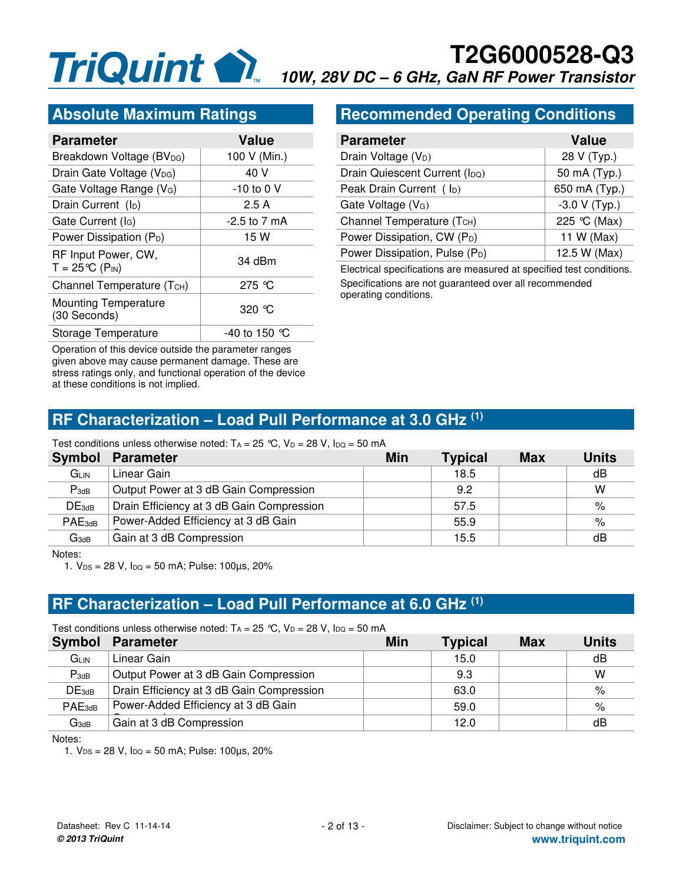## Absolute Maximum Ratings

| Parameter | Value |
|---|---|
| Breakdown Voltage ($BV_{DG}$) | 100 V (Min.) |
| Drain Gate Voltage ($V_{DG}$) | 40 V |
| Gate Voltage Range ($V_G$) | -10 to 0 V |
| Drain Current ($I_D$) | 2.5 A |
| Gate Current ($I_G$) | -2.5 to 7 mA |
| Power Dissipation ($P_D$) | 15 W |
| RF Input Power, CW, T = 25 °C ($P_{IN}$) | 34 dBm |
| Channel Temperature ($T_{CH}$) | 275 °C |
| Mounting Temperature (30 Seconds) | 320 °C |
| Storage Temperature | -40 to 150 °C |

Operation of this device outside the parameter ranges given above may cause permanent damage. These are stress ratings only, and functional operation of the device at these conditions is not implied.

## Recommended Operating Conditions

| Parameter | Value |
|---|---|
| Drain Voltage ($V_D$) | 28 V (Typ.) |
| Drain Quiescent Current ($I_{DQ}$) | 50 mA (Typ.) |
| Peak Drain Current ($I_D$) | 650 mA (Typ.) |
| Gate Voltage ($V_G$) | -3.0 V (Typ.) |
| Channel Temperature ($T_{CH}$) | 225 °C (Max) |
| Power Dissipation, CW ($P_D$) | 11 W (Max) |
| Power Dissipation, Pulse ($P_D$) | 12.5 W (Max) |

Electrical specifications are measured at specified test conditions.

Specifications are not guaranteed over all recommended operating conditions.

## RF Characterization – Load Pull Performance at 3.0 GHz [(1)]

Test conditions unless otherwise noted: $T_A$ = 25 °C, $V_D$ = 28 V, $I_{DQ}$ = 50 mA

| Symbol | Parameter | Min | Typical | Max | Units |
|---|---|---|---|---|---|
| $G_{LIN}$ | Linear Gain | | 18.5 | | dB |
| $P_{3dB}$ | Output Power at 3 dB Gain Compression | | 9.2 | | W |
| $DE_{3dB}$ | Drain Efficiency at 3 dB Gain Compression | | 57.5 | | % |
| $PAE_{3dB}$ | Power-Added Efficiency at 3 dB Gain Compression | | 55.9 | | % |
| $G_{3dB}$ | Gain at 3 dB Compression | | 15.5 | | dB |

Notes:

1. $V_{DS}$ = 28 V, $I_{DQ}$ = 50 mA; Pulse: 100µs, 20%

## RF Characterization – Load Pull Performance at 6.0 GHz [(1)]

Test conditions unless otherwise noted: $T_A$ = 25 °C, $V_D$ = 28 V, $I_{DQ}$ = 50 mA

| Symbol | Parameter | Min | Typical | Max | Units |
|---|---|---|---|---|---|
| $G_{LIN}$ | Linear Gain | | 15.0 | | dB |
| $P_{3dB}$ | Output Power at 3 dB Gain Compression | | 9.3 | | W |
| $DE_{3dB}$ | Drain Efficiency at 3 dB Gain Compression | | 63.0 | | % |
| $PAE_{3dB}$ | Power-Added Efficiency at 3 dB Gain Compression | | 59.0 | | % |
| $G_{3dB}$ | Gain at 3 dB Compression | | 12.0 | | dB |

Notes:

1. $V_{DS}$ = 28 V, $I_{DQ}$ = 50 mA; Pulse: 100µs, 20%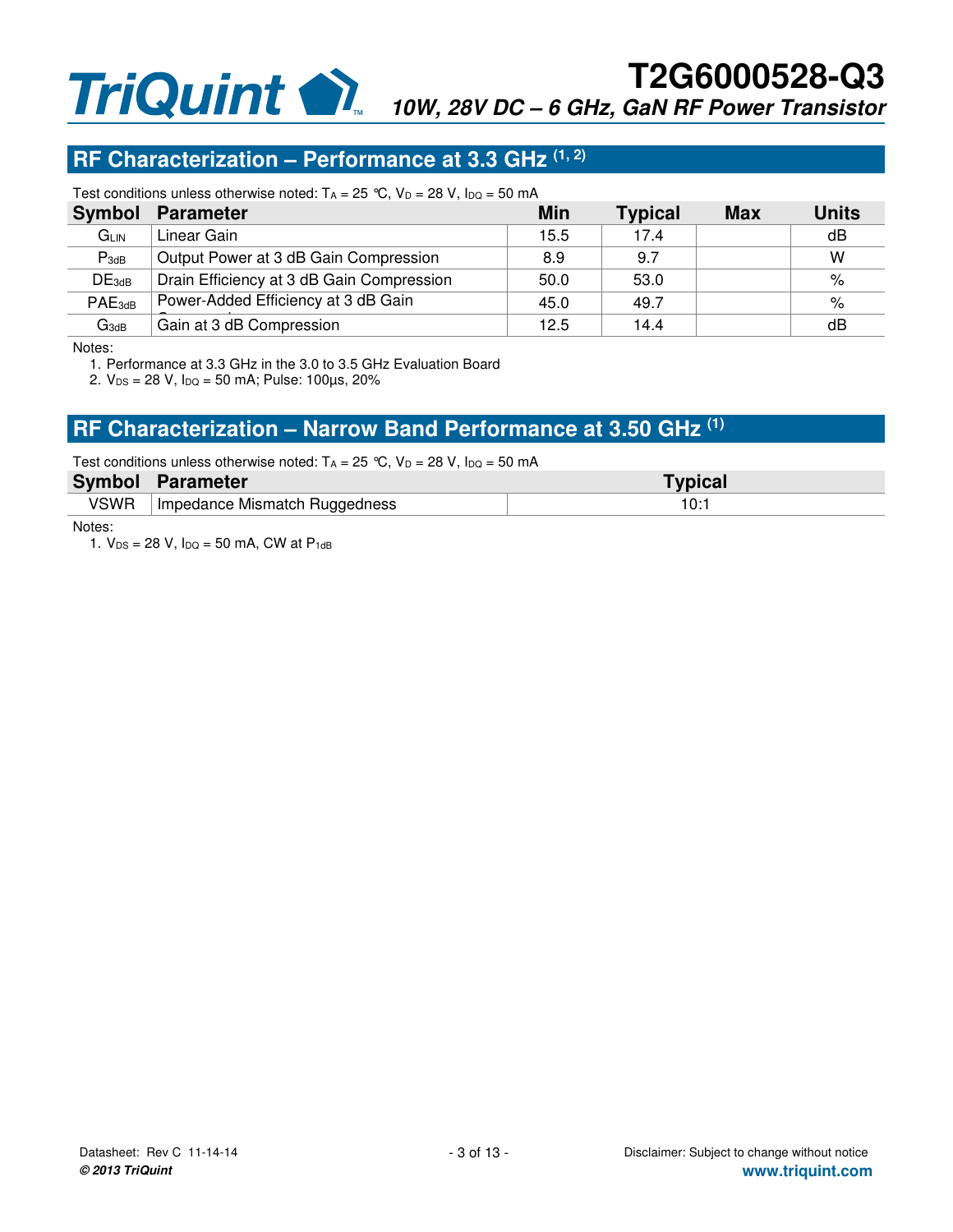## RF Characterization – Performance at 3.3 GHz [1, 2]

Test conditions unless otherwise noted: $T_A$ = 25 °C, $V_D$ = 28 V, $I_{DQ}$ = 50 mA

| Symbol | Parameter | Min | Typical | Max | Units |
|---|---|---|---|---|---|
| $G_{LIN}$ | Linear Gain | 15.5 | 17.4 | | dB |
| $P_{3dB}$ | Output Power at 3 dB Gain Compression | 8.9 | 9.7 | | W |
| $DE_{3dB}$ | Drain Efficiency at 3 dB Gain Compression | 50.0 | 53.0 | | % |
| $PAE_{3dB}$ | Power-Added Efficiency at 3 dB Gain Compression | 45.0 | 49.7 | | % |
| $G_{3dB}$ | Gain at 3 dB Compression | 12.5 | 14.4 | | dB |

Notes:

1. Performance at 3.3 GHz in the 3.0 to 3.5 GHz Evaluation Board
2. $V_{DS}$ = 28 V, $I_{DQ}$ = 50 mA; Pulse: 100µs, 20%

## RF Characterization – Narrow Band Performance at 3.50 GHz [1]

Test conditions unless otherwise noted: $T_A$ = 25 °C, $V_D$ = 28 V, $I_{DQ}$ = 50 mA

| Symbol | Parameter | Typical |
|---|---|---|
| VSWR | Impedance Mismatch Ruggedness | 10:1 |

Notes:

1. $V_{DS}$ = 28 V, $I_{DQ}$ = 50 mA, CW at $P_{1dB}$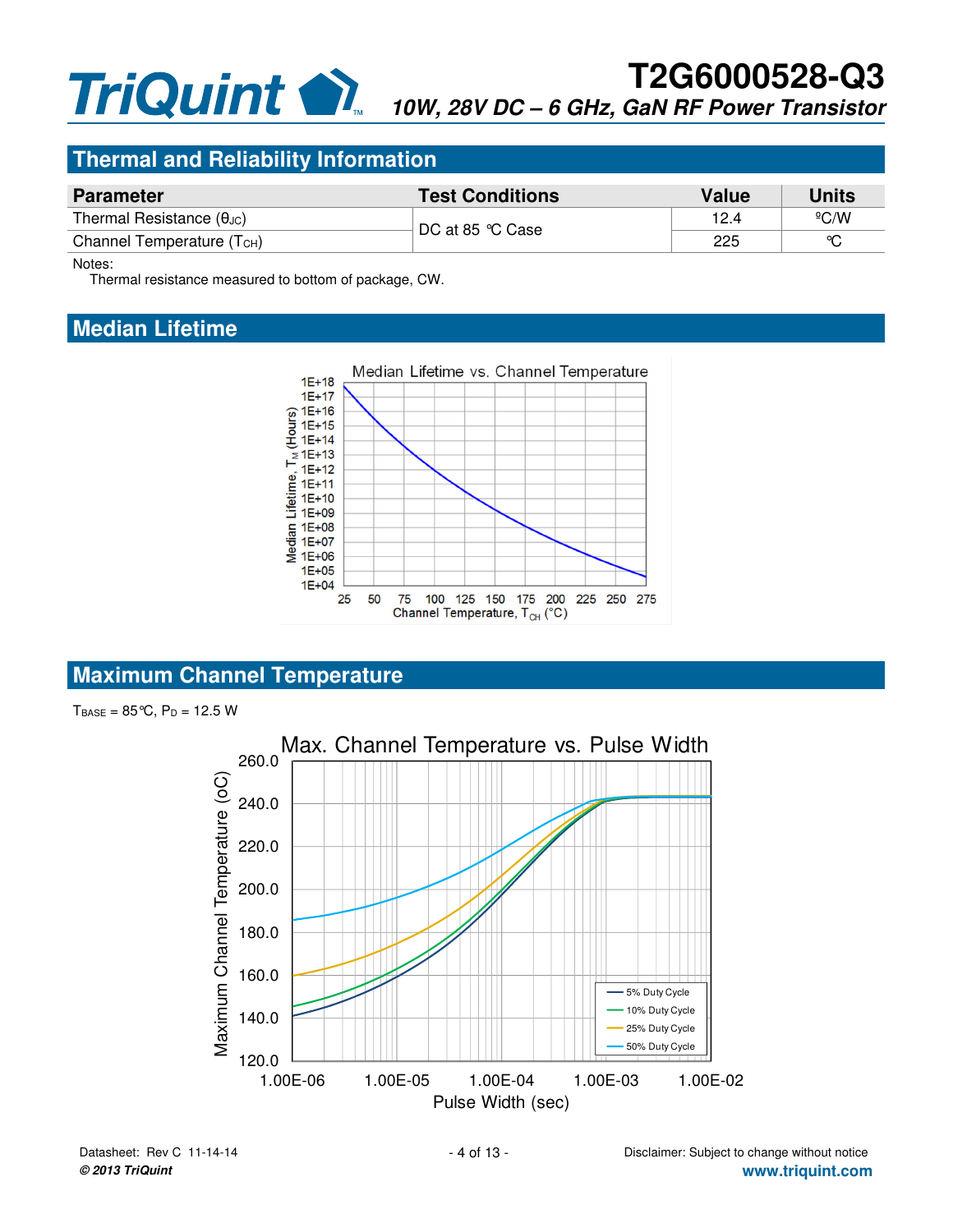## Thermal and Reliability Information

| Parameter | Test Conditions | Value | Units |
|---|---|---|---|
| Thermal Resistance ($\theta_{JC}$) | DC at 85 °C Case | 12.4 | ºC/W |
| Channel Temperature ($T_{CH}$) | | 225 | °C |

Notes:
Thermal resistance measured to bottom of package, CW.

## Median Lifetime

## Maximum Channel Temperature

$T_{BASE}$ = 85°C, $P_D$ = 12.5 W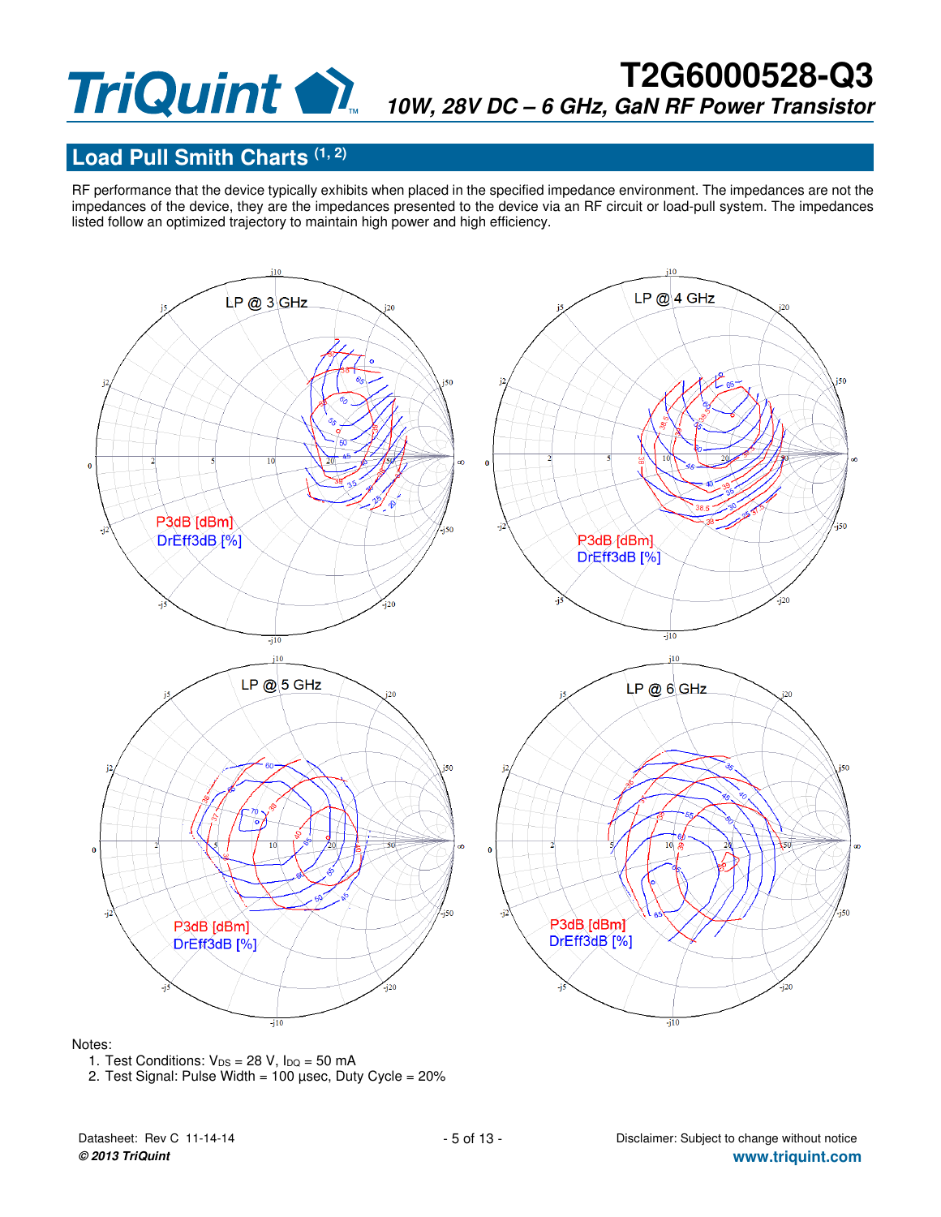## Load Pull Smith Charts [1, 2]

RF performance that the device typically exhibits when placed in the specified impedance environment. The impedances are not the impedances of the device, they are the impedances presented to the device via an RF circuit or load-pull system. The impedances listed follow an optimized trajectory to maintain high power and high efficiency.

LP @ 3 GHz — P3dB [dBm], DrEff3dB [%]

LP @ 4 GHz — P3dB [dBm], DrEff3dB [%]

LP @ 5 GHz — P3dB [dBm], DrEff3dB [%]

LP @ 6 GHz — P3dB [dBm], DrEff3dB [%]

Notes:

1. Test Conditions: $V_{DS}$ = 28 V, $I_{DQ}$ = 50 mA
2. Test Signal: Pulse Width = 100 µsec, Duty Cycle = 20%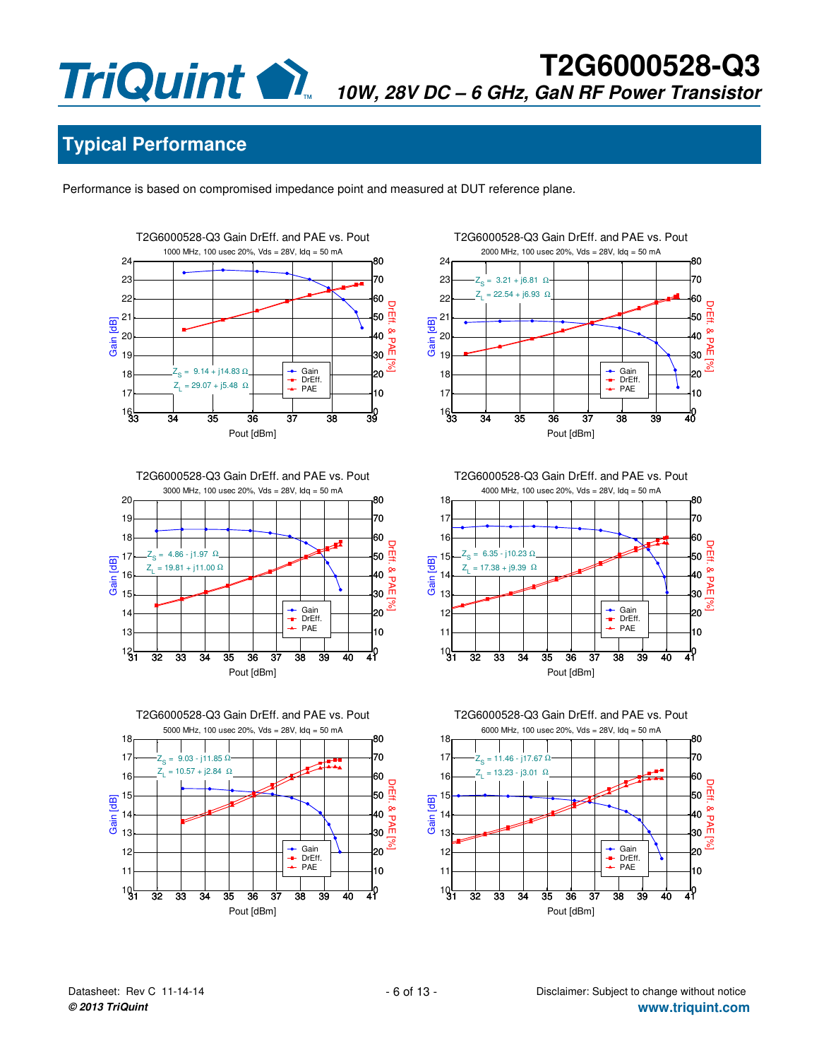## Typical Performance

Performance is based on compromised impedance point and measured at DUT reference plane.

**T2G6000528-Q3 Gain DrEff. and PAE vs. Pout**
1000 MHz, 100 usec 20%, Vds = 28V, Idq = 50 mA

$Z_S$ = 9.14 + j14.83 Ω
$Z_L$ = 29.07 + j5.48 Ω

**T2G6000528-Q3 Gain DrEff. and PAE vs. Pout**
2000 MHz, 100 usec 20%, Vds = 28V, Idq = 50 mA

$Z_S$ = 3.21 + j6.81 Ω
$Z_L$ = 22.54 + j6.93 Ω

**T2G6000528-Q3 Gain DrEff. and PAE vs. Pout**
3000 MHz, 100 usec 20%, Vds = 28V, Idq = 50 mA

$Z_S$ = 4.86 - j1.97 Ω
$Z_L$ = 19.81 + j11.00 Ω

**T2G6000528-Q3 Gain DrEff. and PAE vs. Pout**
4000 MHz, 100 usec 20%, Vds = 28V, Idq = 50 mA

$Z_S$ = 6.35 - j10.23 Ω
$Z_L$ = 17.38 + j9.39 Ω

**T2G6000528-Q3 Gain DrEff. and PAE vs. Pout**
5000 MHz, 100 usec 20%, Vds = 28V, Idq = 50 mA

$Z_S$ = 9.03 - j11.85 Ω
$Z_L$ = 10.57 + j2.84 Ω

**T2G6000528-Q3 Gain DrEff. and PAE vs. Pout**
6000 MHz, 100 usec 20%, Vds = 28V, Idq = 50 mA

$Z_S$ = 11.46 - j17.67 Ω
$Z_L$ = 13.23 - j3.01 Ω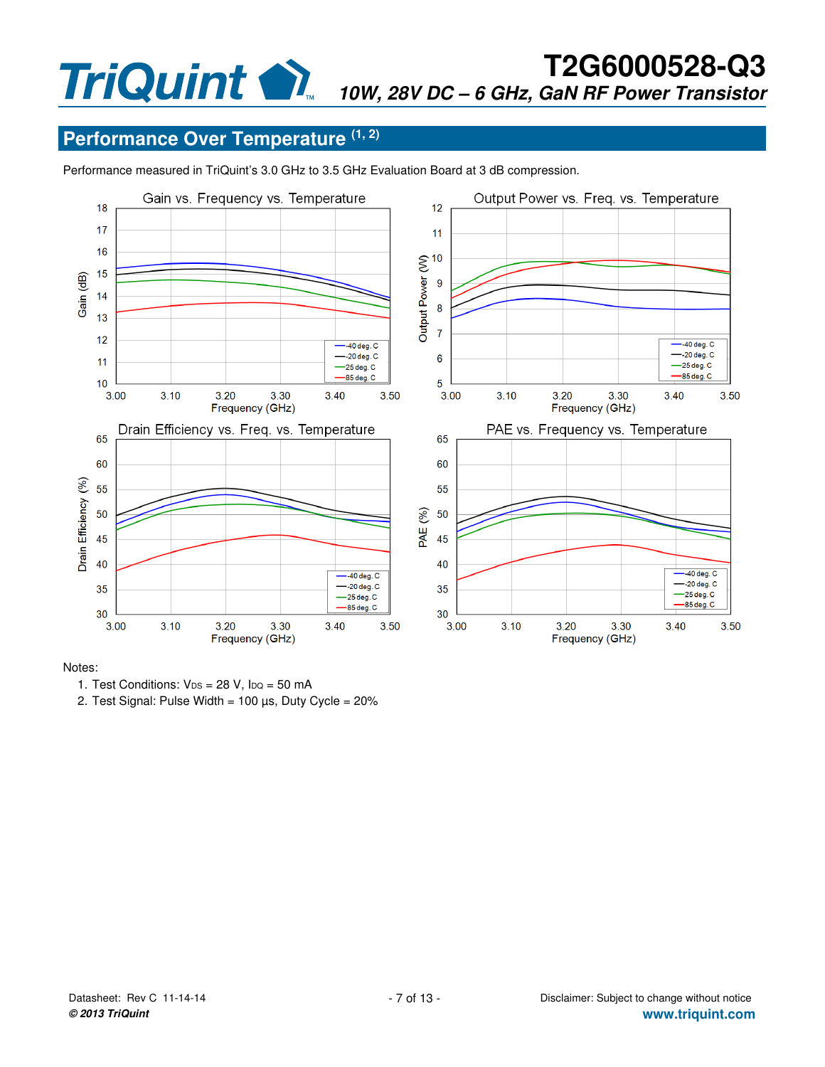## Performance Over Temperature [1, 2]

Performance measured in TriQuint's 3.0 GHz to 3.5 GHz Evaluation Board at 3 dB compression.

Notes:

1. Test Conditions: $V_{DS}$ = 28 V, $I_{DQ}$ = 50 mA
2. Test Signal: Pulse Width = 100 µs, Duty Cycle = 20%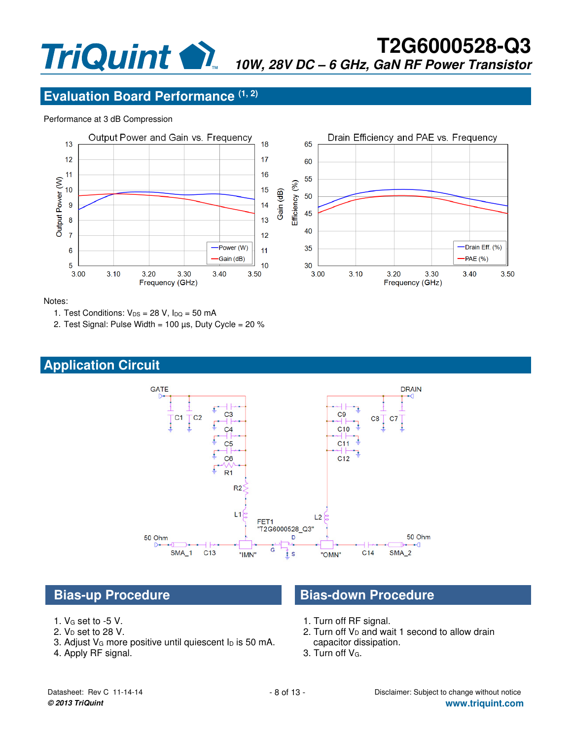## Evaluation Board Performance [1, 2]

Performance at 3 dB Compression

Notes:

1. Test Conditions: $V_{DS}$ = 28 V, $I_{DQ}$ = 50 mA
2. Test Signal: Pulse Width = 100 µs, Duty Cycle = 20 %

## Application Circuit

## Bias-up Procedure

1. $V_G$ set to -5 V.
2. $V_D$ set to 28 V.
3. Adjust $V_G$ more positive until quiescent $I_D$ is 50 mA.
4. Apply RF signal.

## Bias-down Procedure

1. Turn off RF signal.
2. Turn off $V_D$ and wait 1 second to allow drain capacitor dissipation.
3. Turn off $V_G$.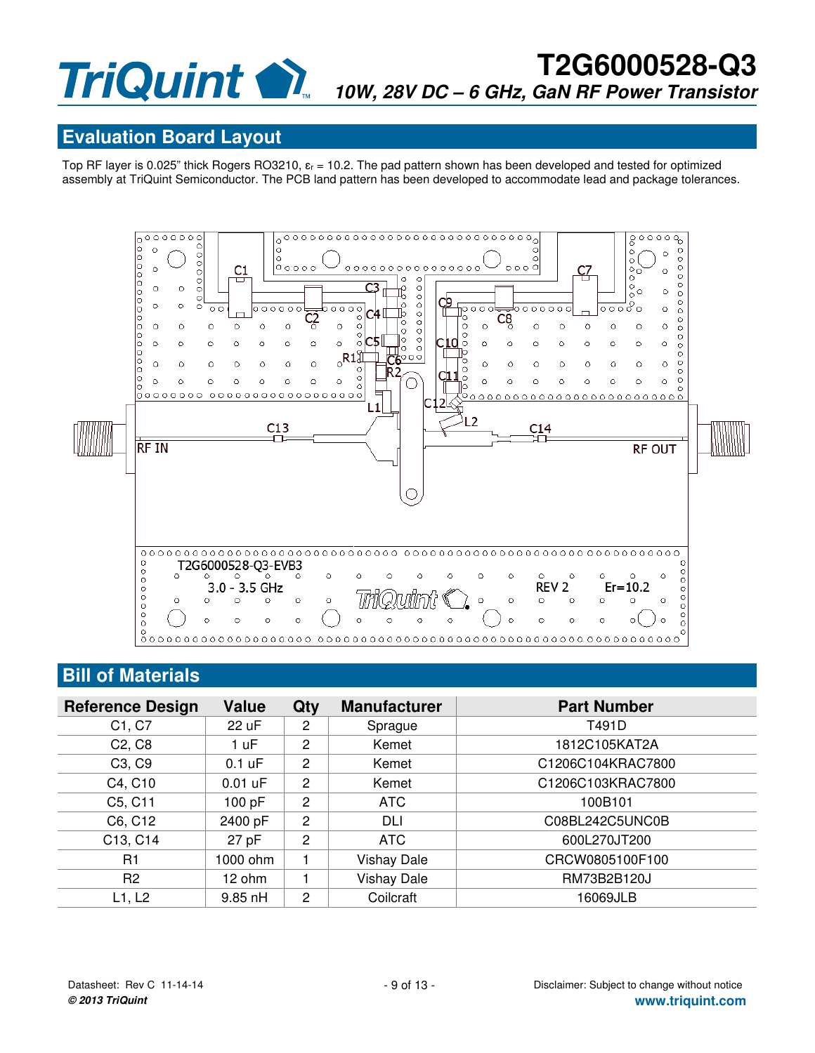## Evaluation Board Layout

Top RF layer is 0.025" thick Rogers RO3210, $\varepsilon_r$ = 10.2. The pad pattern shown has been developed and tested for optimized assembly at TriQuint Semiconductor. The PCB land pattern has been developed to accommodate lead and package tolerances.

## Bill of Materials

| Reference Design | Value | Qty | Manufacturer | Part Number |
|---|---|---|---|---|
| C1, C7 | 22 uF | 2 | Sprague | T491D |
| C2, C8 | 1 uF | 2 | Kemet | 1812C105KAT2A |
| C3, C9 | 0.1 uF | 2 | Kemet | C1206C104KRAC7800 |
| C4, C10 | 0.01 uF | 2 | Kemet | C1206C103KRAC7800 |
| C5, C11 | 100 pF | 2 | ATC | 100B101 |
| C6, C12 | 2400 pF | 2 | DLI | C08BL242C5UNC0B |
| C13, C14 | 27 pF | 2 | ATC | 600L270JT200 |
| R1 | 1000 ohm | 1 | Vishay Dale | CRCW0805100F100 |
| R2 | 12 ohm | 1 | Vishay Dale | RM73B2B120J |
| L1, L2 | 9.85 nH | 2 | Coilcraft | 16069JLB |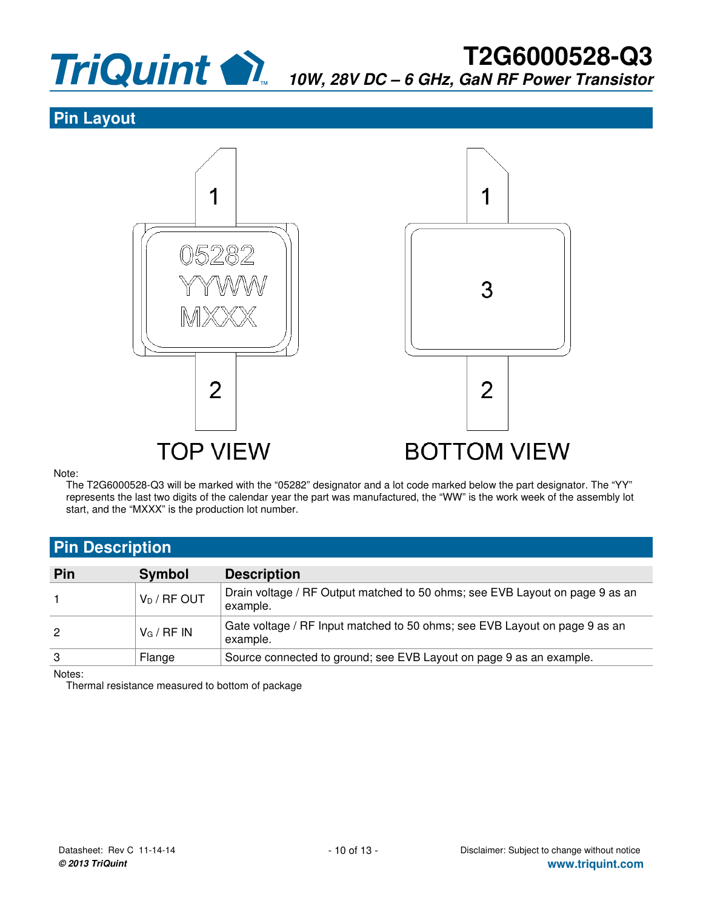## Pin Layout

TOP VIEW

BOTTOM VIEW

Note:

The T2G6000528-Q3 will be marked with the “05282” designator and a lot code marked below the part designator. The “YY” represents the last two digits of the calendar year the part was manufactured, the “WW” is the work week of the assembly lot start, and the “MXXX” is the production lot number.

## Pin Description

| Pin | Symbol | Description |
|---|---|---|
| 1 | $V_D$ / RF OUT | Drain voltage / RF Output matched to 50 ohms; see EVB Layout on page 9 as an example. |
| 2 | $V_G$ / RF IN | Gate voltage / RF Input matched to 50 ohms; see EVB Layout on page 9 as an example. |
| 3 | Flange | Source connected to ground; see EVB Layout on page 9 as an example. |

Notes:

Thermal resistance measured to bottom of package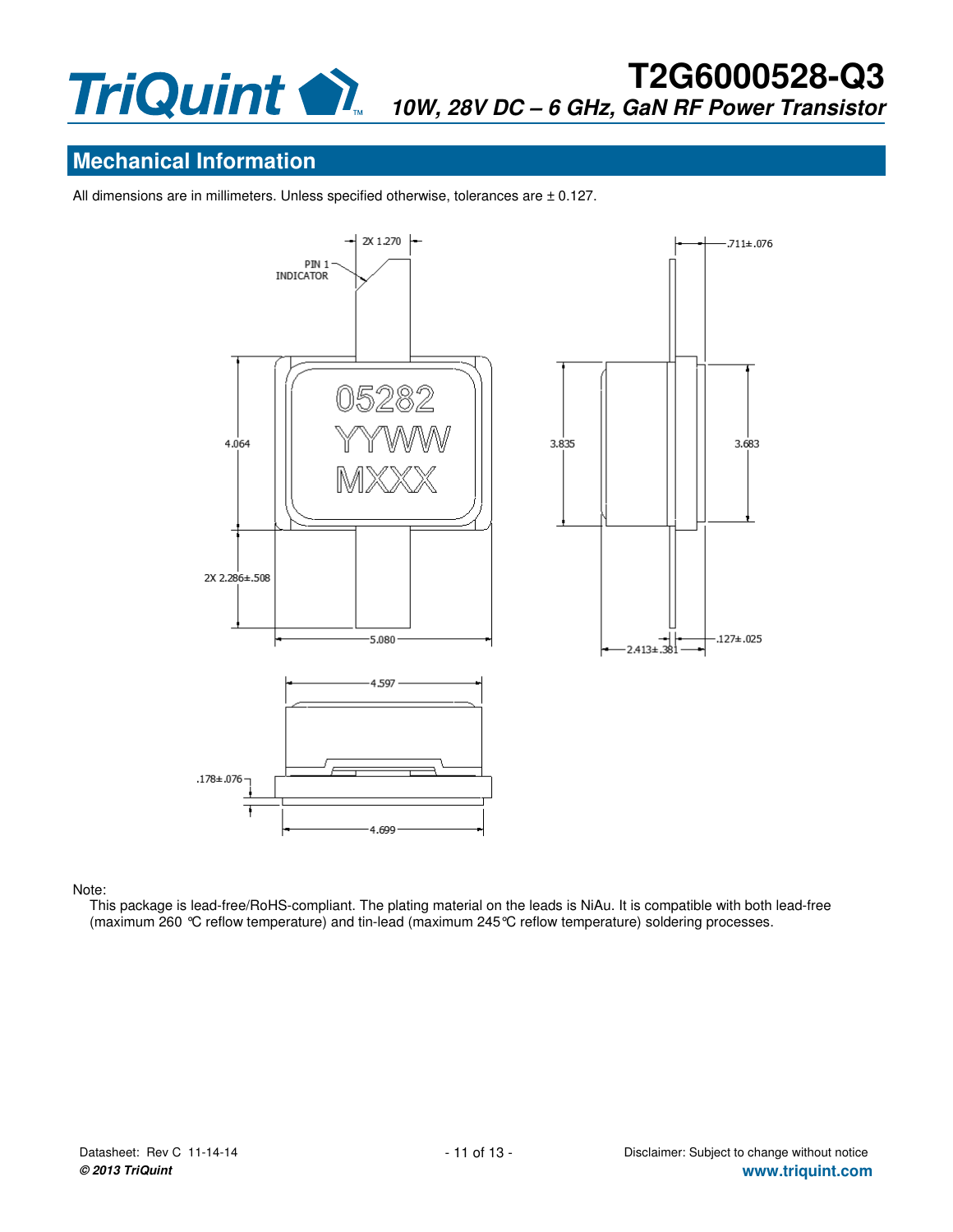## Mechanical Information

All dimensions are in millimeters. Unless specified otherwise, tolerances are ± 0.127.

Note:

This package is lead-free/RoHS-compliant. The plating material on the leads is NiAu. It is compatible with both lead-free (maximum 260 °C reflow temperature) and tin-lead (maximum 245°C reflow temperature) soldering processes.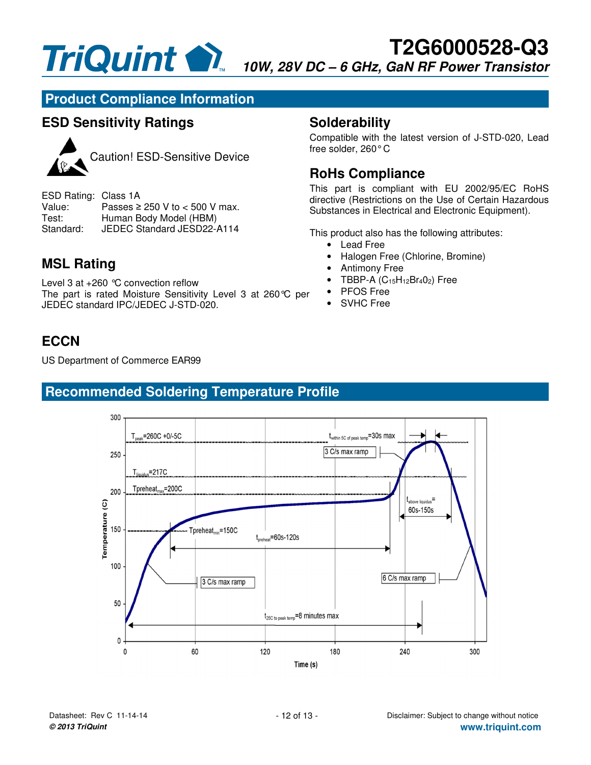## Product Compliance Information

### ESD Sensitivity Ratings

Caution! ESD-Sensitive Device

ESD Rating: Class 1A
Value: Passes ≥ 250 V to < 500 V max.
Test: Human Body Model (HBM)
Standard: JEDEC Standard JESD22-A114

### MSL Rating

Level 3 at +260 °C convection reflow
The part is rated Moisture Sensitivity Level 3 at 260°C per JEDEC standard IPC/JEDEC J-STD-020.

### ECCN

US Department of Commerce EAR99

### Solderability

Compatible with the latest version of J-STD-020, Lead free solder, 260° C

### RoHs Compliance

This part is compliant with EU 2002/95/EC RoHS directive (Restrictions on the Use of Certain Hazardous Substances in Electrical and Electronic Equipment).

This product also has the following attributes:

- Lead Free
- Halogen Free (Chlorine, Bromine)
- Antimony Free
- TBBP-A ($C_{15}H_{12}Br_4O_2$) Free
- PFOS Free
- SVHC Free

## Recommended Soldering Temperature Profile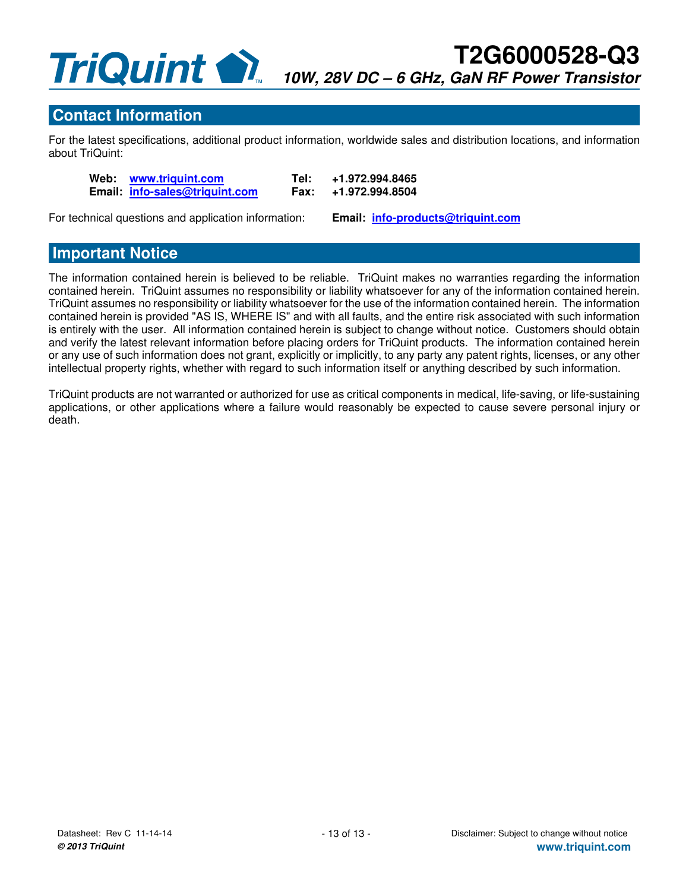## Contact Information

For the latest specifications, additional product information, worldwide sales and distribution locations, and information about TriQuint:

| | | | |
|---|---|---|---|
| **Web:** | www.triquint.com | **Tel:** | **+1.972.994.8465** |
| **Email:** | info-sales@triquint.com | **Fax:** | **+1.972.994.8504** |

For technical questions and application information: **Email:** info-products@triquint.com

## Important Notice

The information contained herein is believed to be reliable. TriQuint makes no warranties regarding the information contained herein. TriQuint assumes no responsibility or liability whatsoever for any of the information contained herein. TriQuint assumes no responsibility or liability whatsoever for the use of the information contained herein. The information contained herein is provided "AS IS, WHERE IS" and with all faults, and the entire risk associated with such information is entirely with the user. All information contained herein is subject to change without notice. Customers should obtain and verify the latest relevant information before placing orders for TriQuint products. The information contained herein or any use of such information does not grant, explicitly or implicitly, to any party any patent rights, licenses, or any other intellectual property rights, whether with regard to such information itself or anything described by such information.

TriQuint products are not warranted or authorized for use as critical components in medical, life-saving, or life-sustaining applications, or other applications where a failure would reasonably be expected to cause severe personal injury or death.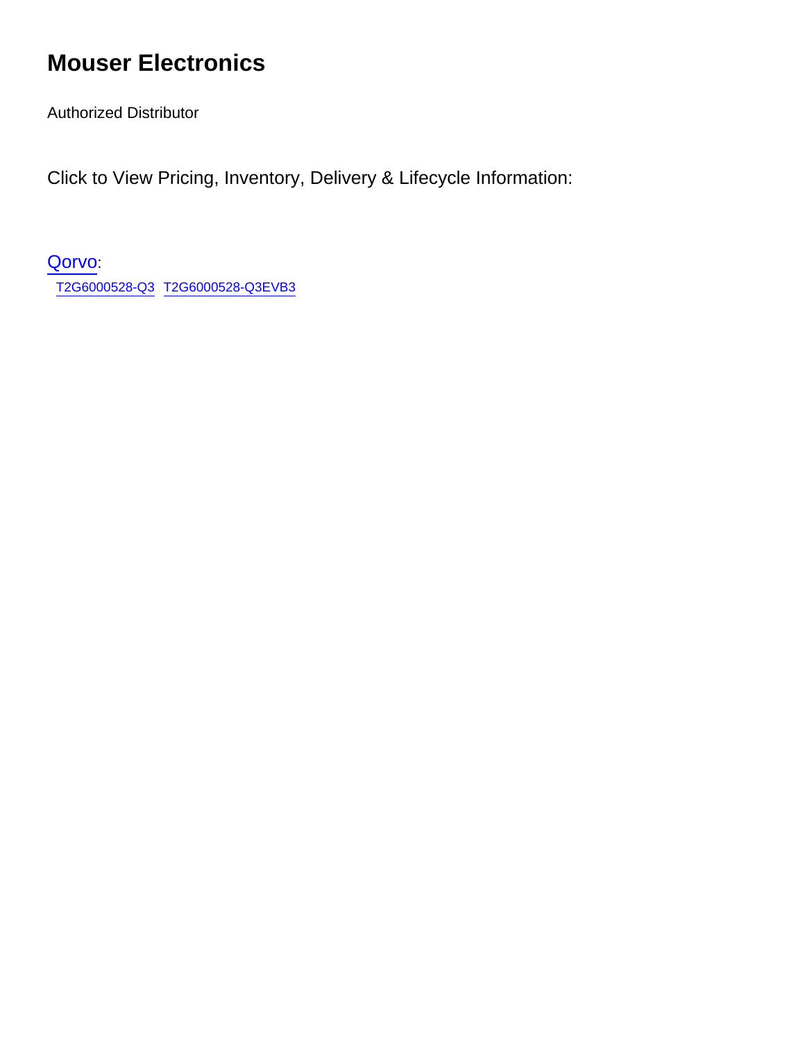# Mouser Electronics

Authorized Distributor

Click to View Pricing, Inventory, Delivery & Lifecycle Information:

Qorvo:

T2G6000528-Q3 T2G6000528-Q3EVB3